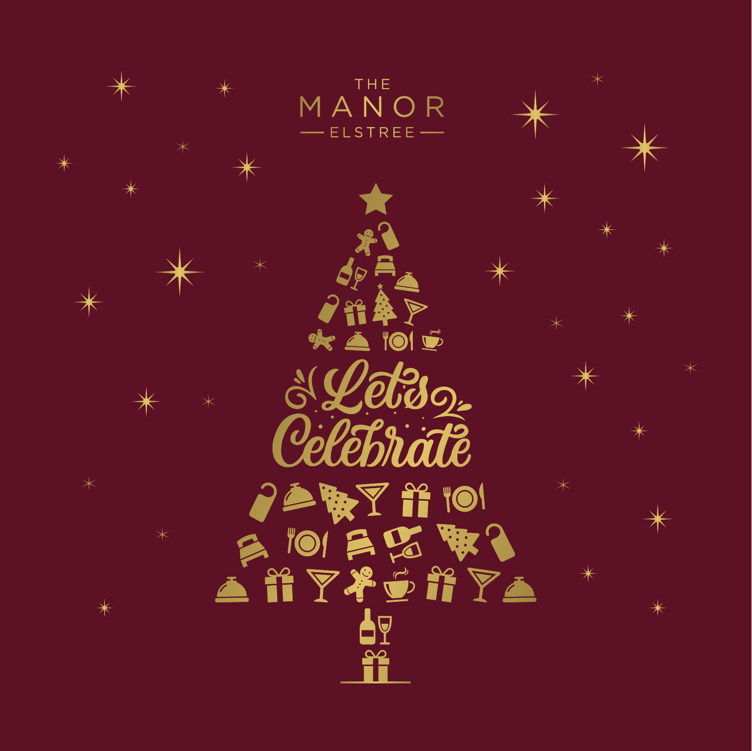THE

# MANOR

ELSTREE

# Let's Celebrate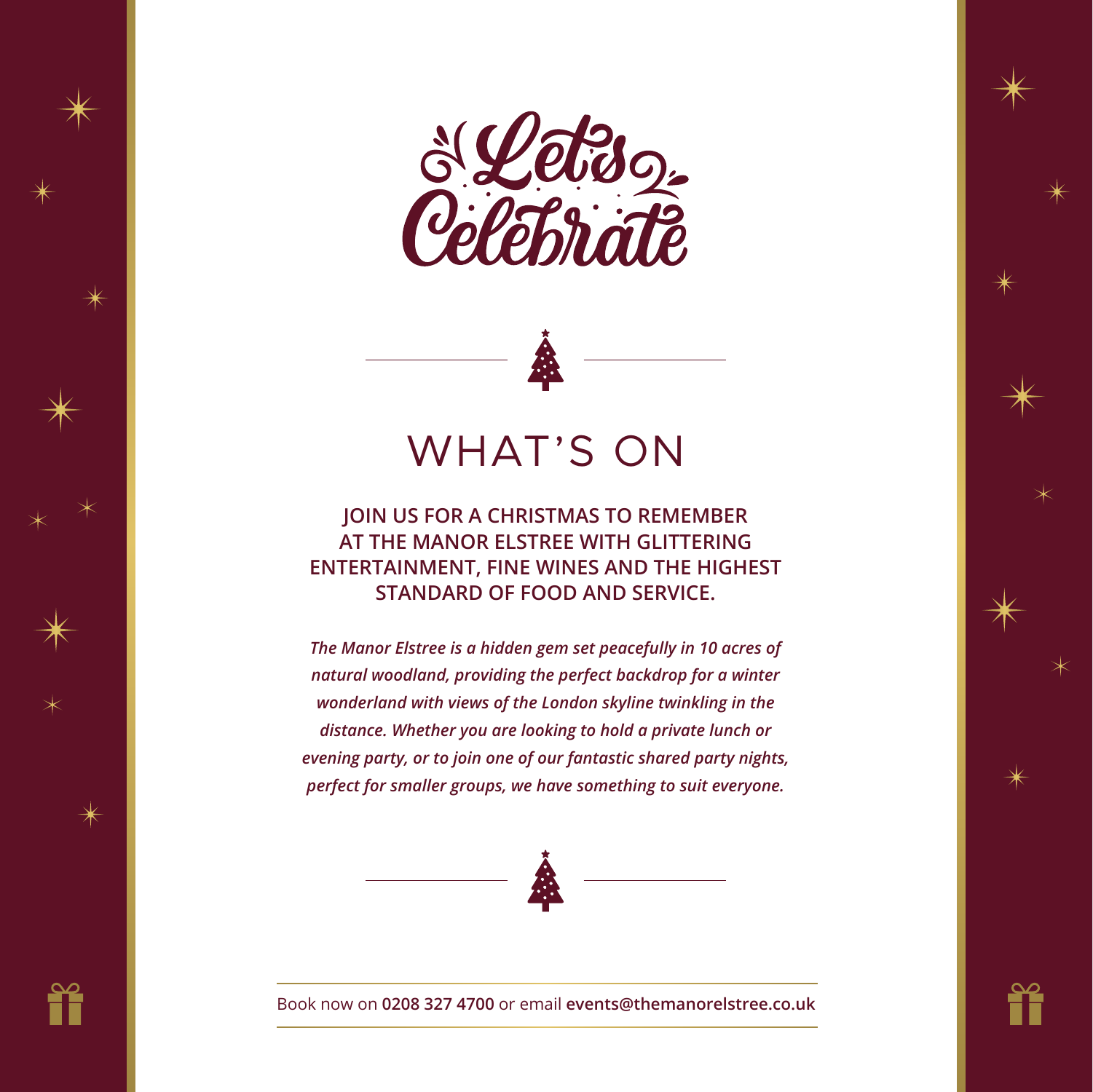# Let's Celebrate

## WHAT'S ON

**JOIN US FOR A CHRISTMAS TO REMEMBER AT THE MANOR ELSTREE WITH GLITTERING ENTERTAINMENT, FINE WINES AND THE HIGHEST STANDARD OF FOOD AND SERVICE.**

***The Manor Elstree is a hidden gem set peacefully in 10 acres of natural woodland, providing the perfect backdrop for a winter wonderland with views of the London skyline twinkling in the distance. Whether you are looking to hold a private lunch or evening party, or to join one of our fantastic shared party nights, perfect for smaller groups, we have something to suit everyone.***

Book now on **0208 327 4700** or email **events@themanorelstree.co.uk**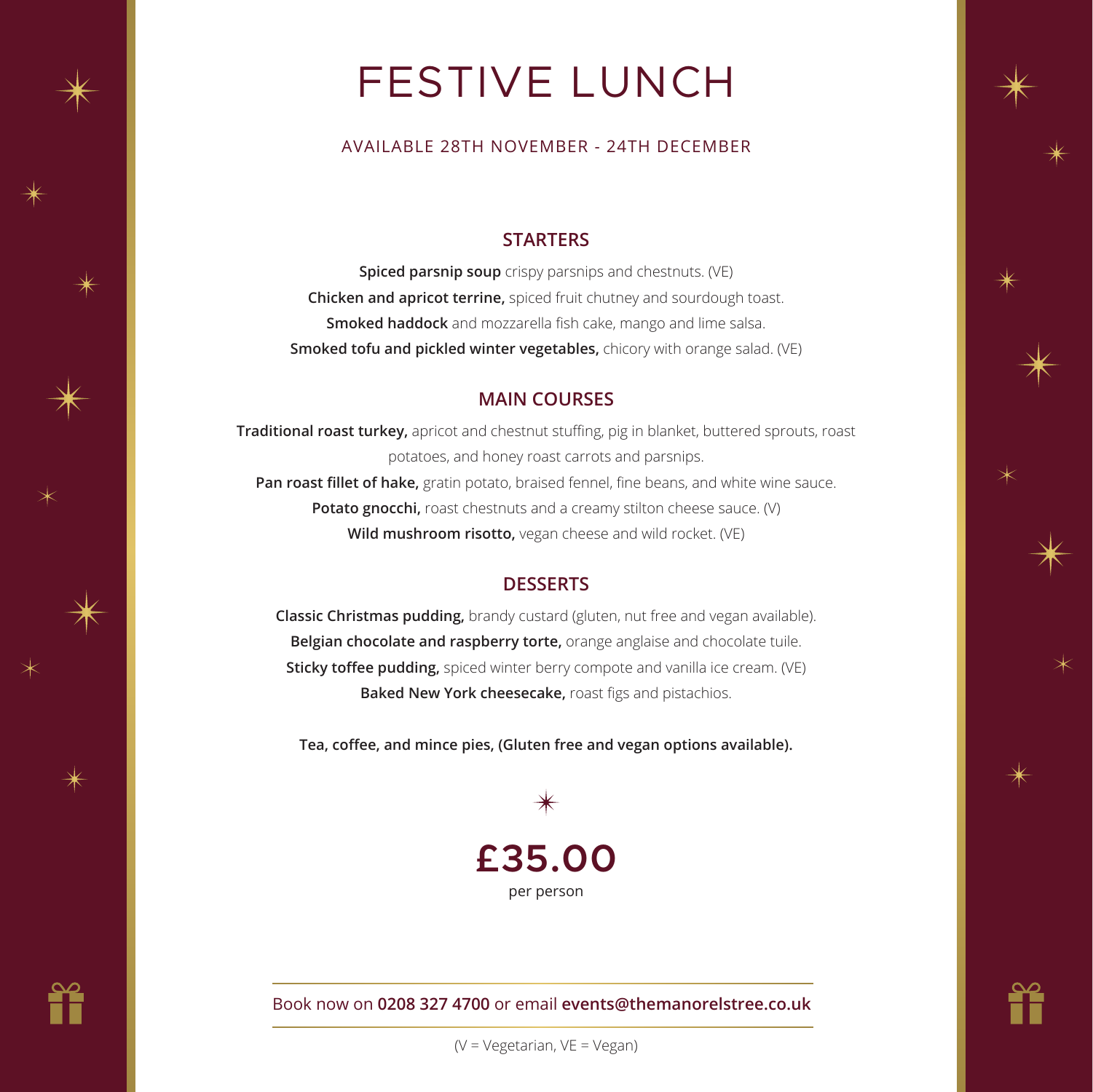# FESTIVE LUNCH

AVAILABLE 28TH NOVEMBER - 24TH DECEMBER

## STARTERS

**Spiced parsnip soup** crispy parsnips and chestnuts. (VE)

**Chicken and apricot terrine,** spiced fruit chutney and sourdough toast.

**Smoked haddock** and mozzarella fish cake, mango and lime salsa.

**Smoked tofu and pickled winter vegetables,** chicory with orange salad. (VE)

## MAIN COURSES

**Traditional roast turkey,** apricot and chestnut stuffing, pig in blanket, buttered sprouts, roast potatoes, and honey roast carrots and parsnips.

**Pan roast fillet of hake,** gratin potato, braised fennel, fine beans, and white wine sauce.

**Potato gnocchi,** roast chestnuts and a creamy stilton cheese sauce. (V)

**Wild mushroom risotto,** vegan cheese and wild rocket. (VE)

## DESSERTS

**Classic Christmas pudding,** brandy custard (gluten, nut free and vegan available).

**Belgian chocolate and raspberry torte,** orange anglaise and chocolate tuile.

**Sticky toffee pudding,** spiced winter berry compote and vanilla ice cream. (VE)

**Baked New York cheesecake,** roast figs and pistachios.

**Tea, coffee, and mince pies, (Gluten free and vegan options available).**

## £35.00

per person

Book now on **0208 327 4700** or email **events@themanorelstree.co.uk**

(V = Vegetarian, VE = Vegan)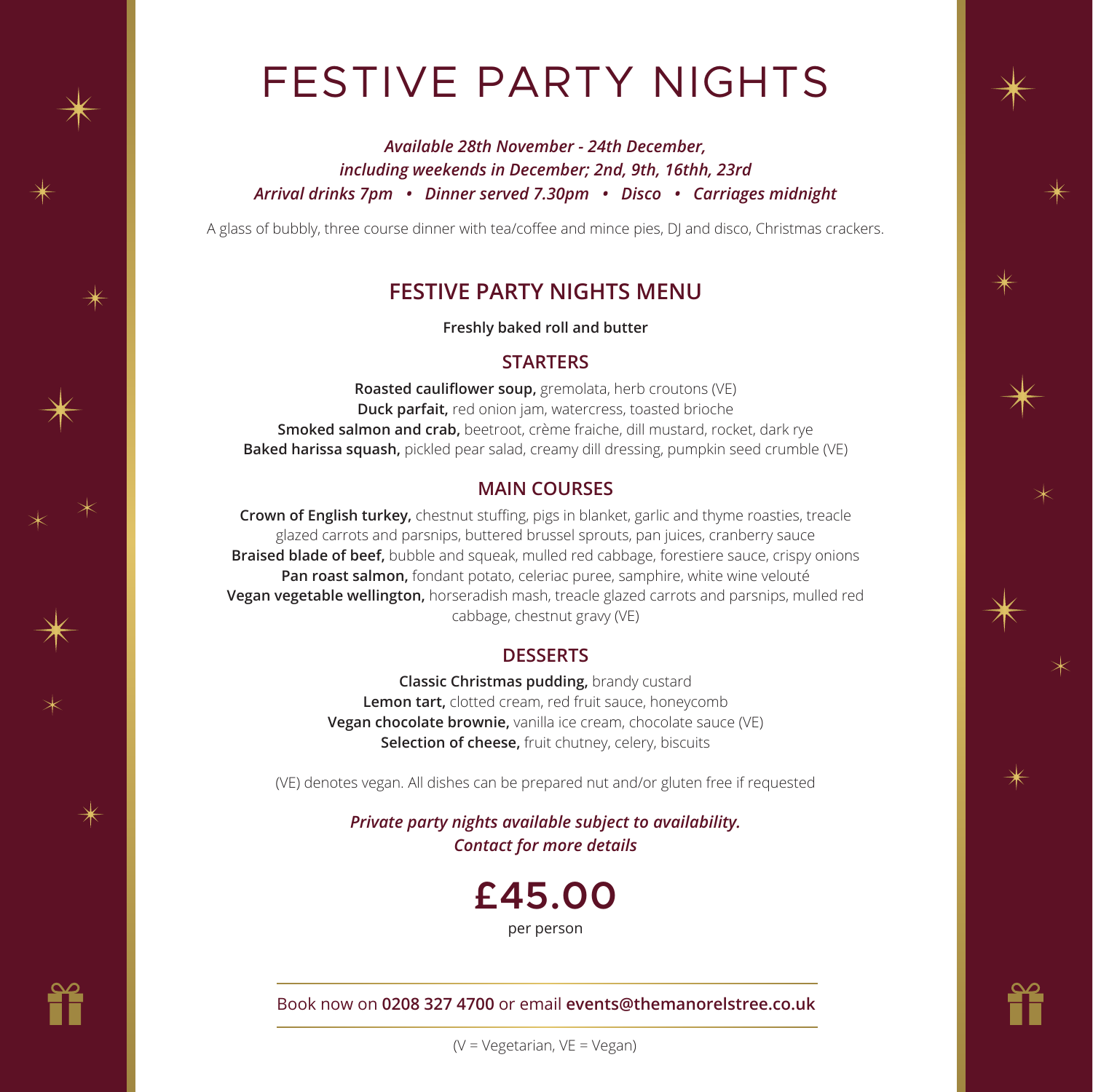# FESTIVE PARTY NIGHTS

***Available 28th November - 24th December,***
***including weekends in December; 2nd, 9th, 16thh, 23rd***
***Arrival drinks 7pm • Dinner served 7.30pm • Disco • Carriages midnight***

A glass of bubbly, three course dinner with tea/coffee and mince pies, DJ and disco, Christmas crackers.

## FESTIVE PARTY NIGHTS MENU

**Freshly baked roll and butter**

### STARTERS

**Roasted cauliflower soup,** gremolata, herb croutons (VE)
**Duck parfait,** red onion jam, watercress, toasted brioche
**Smoked salmon and crab,** beetroot, crème fraiche, dill mustard, rocket, dark rye
**Baked harissa squash,** pickled pear salad, creamy dill dressing, pumpkin seed crumble (VE)

### MAIN COURSES

**Crown of English turkey,** chestnut stuffing, pigs in blanket, garlic and thyme roasties, treacle glazed carrots and parsnips, buttered brussel sprouts, pan juices, cranberry sauce
**Braised blade of beef,** bubble and squeak, mulled red cabbage, forestiere sauce, crispy onions
**Pan roast salmon,** fondant potato, celeriac puree, samphire, white wine velouté
**Vegan vegetable wellington,** horseradish mash, treacle glazed carrots and parsnips, mulled red cabbage, chestnut gravy (VE)

### DESSERTS

**Classic Christmas pudding,** brandy custard
**Lemon tart,** clotted cream, red fruit sauce, honeycomb
**Vegan chocolate brownie,** vanilla ice cream, chocolate sauce (VE)
**Selection of cheese,** fruit chutney, celery, biscuits

(VE) denotes vegan. All dishes can be prepared nut and/or gluten free if requested

***Private party nights available subject to availability.***
***Contact for more details***

**£45.00**
per person

Book now on **0208 327 4700** or email **events@themanorelstree.co.uk**

(V = Vegetarian, VE = Vegan)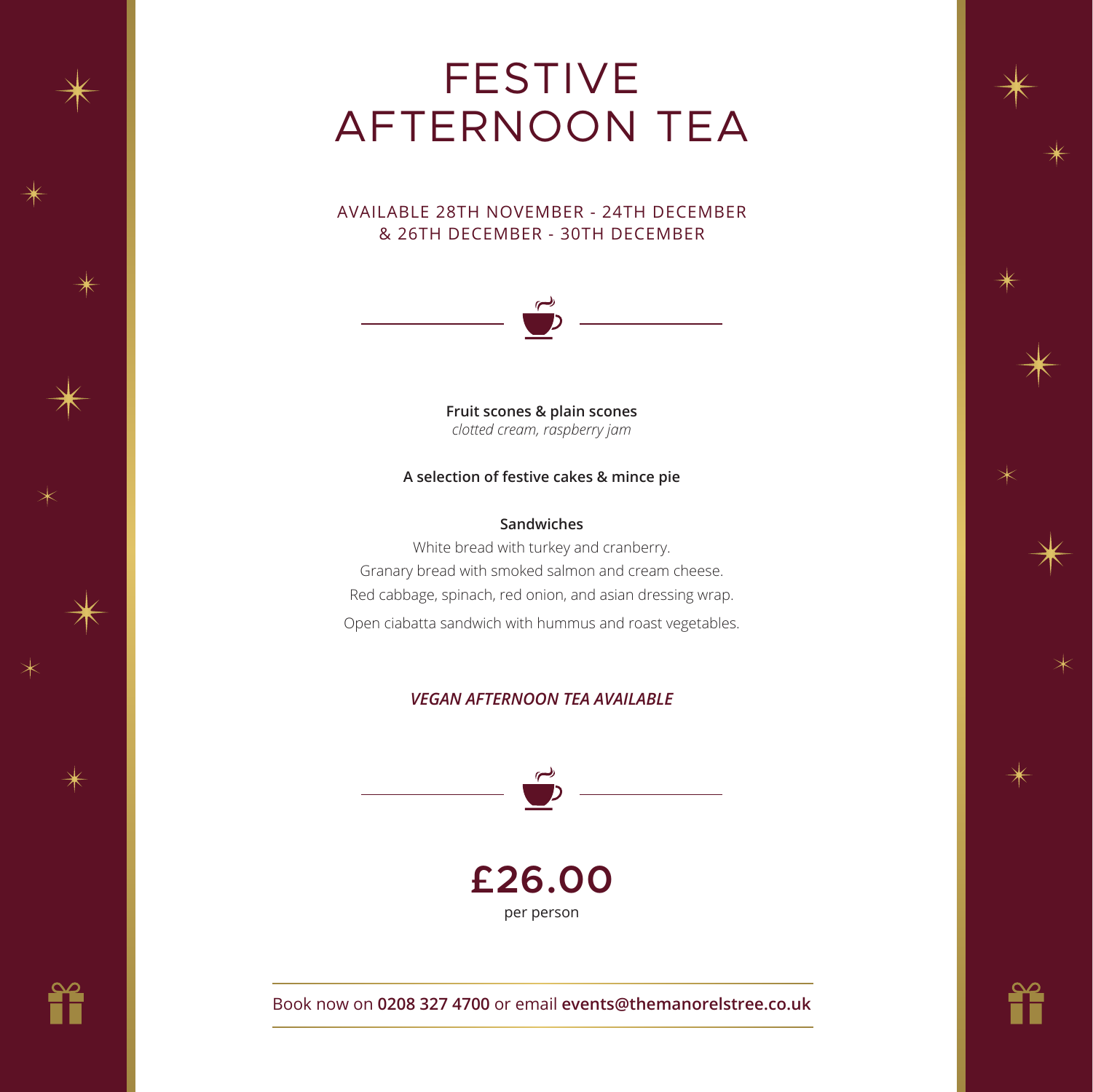# FESTIVE AFTERNOON TEA

AVAILABLE 28TH NOVEMBER - 24TH DECEMBER
& 26TH DECEMBER - 30TH DECEMBER

**Fruit scones & plain scones**
*clotted cream, raspberry jam*

**A selection of festive cakes & mince pie**

**Sandwiches**

White bread with turkey and cranberry.
Granary bread with smoked salmon and cream cheese.
Red cabbage, spinach, red onion, and asian dressing wrap.
Open ciabatta sandwich with hummus and roast vegetables.

***VEGAN AFTERNOON TEA AVAILABLE***

**£26.00**
per person

Book now on **0208 327 4700** or email **events@themanorelstree.co.uk**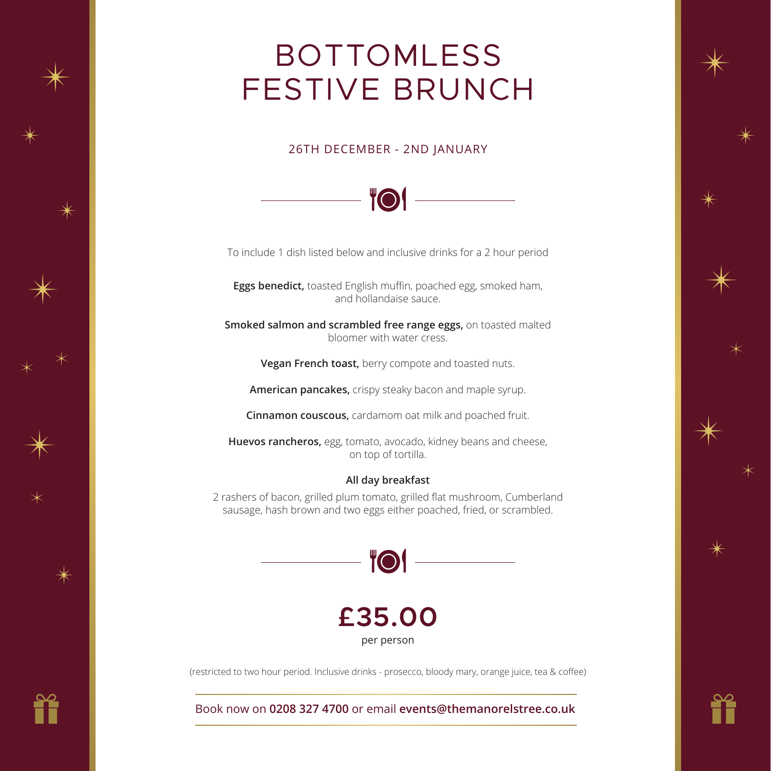# BOTTOMLESS FESTIVE BRUNCH

26TH DECEMBER - 2ND JANUARY

To include 1 dish listed below and inclusive drinks for a 2 hour period

**Eggs benedict,** toasted English muffin, poached egg, smoked ham, and hollandaise sauce.

**Smoked salmon and scrambled free range eggs,** on toasted malted bloomer with water cress.

**Vegan French toast,** berry compote and toasted nuts.

**American pancakes,** crispy steaky bacon and maple syrup.

**Cinnamon couscous,** cardamom oat milk and poached fruit.

**Huevos rancheros,** egg, tomato, avocado, kidney beans and cheese, on top of tortilla.

**All day breakfast**

2 rashers of bacon, grilled plum tomato, grilled flat mushroom, Cumberland sausage, hash brown and two eggs either poached, fried, or scrambled.

## £35.00

per person

(restricted to two hour period. Inclusive drinks - prosecco, bloody mary, orange juice, tea & coffee)

Book now on **0208 327 4700** or email **events@themanorelstree.co.uk**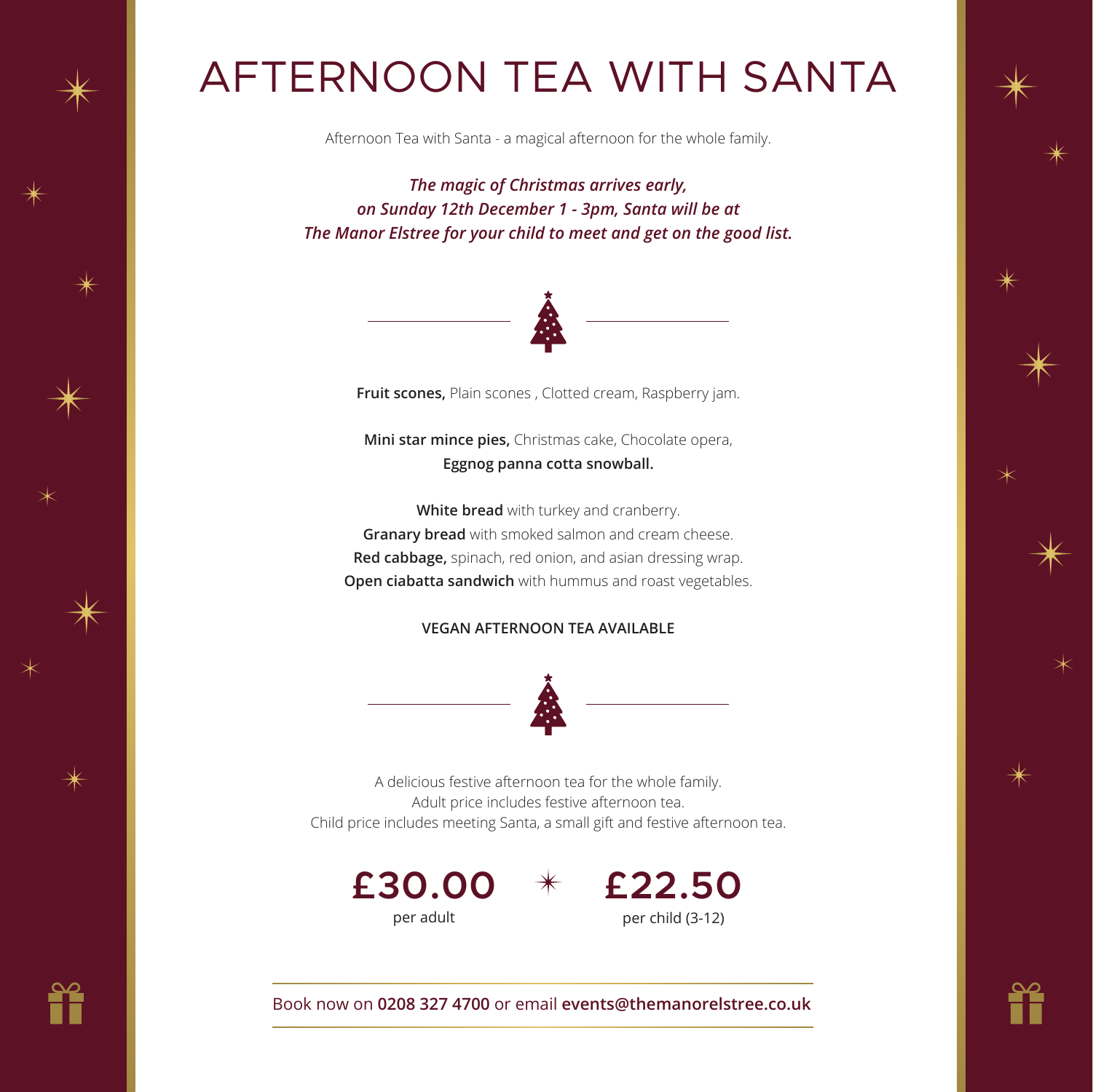# AFTERNOON TEA WITH SANTA

Afternoon Tea with Santa - a magical afternoon for the whole family.

***The magic of Christmas arrives early,***
***on Sunday 12th December 1 - 3pm, Santa will be at***
***The Manor Elstree for your child to meet and get on the good list.***

**Fruit scones,** Plain scones , Clotted cream, Raspberry jam.

**Mini star mince pies,** Christmas cake, Chocolate opera,
**Eggnog panna cotta snowball.**

**White bread** with turkey and cranberry.
**Granary bread** with smoked salmon and cream cheese.
**Red cabbage,** spinach, red onion, and asian dressing wrap.
**Open ciabatta sandwich** with hummus and roast vegetables.

**VEGAN AFTERNOON TEA AVAILABLE**

A delicious festive afternoon tea for the whole family.
Adult price includes festive afternoon tea.
Child price includes meeting Santa, a small gift and festive afternoon tea.

**£30.00**
per adult

**£22.50**
per child (3-12)

Book now on **0208 327 4700** or email **events@themanorelstree.co.uk**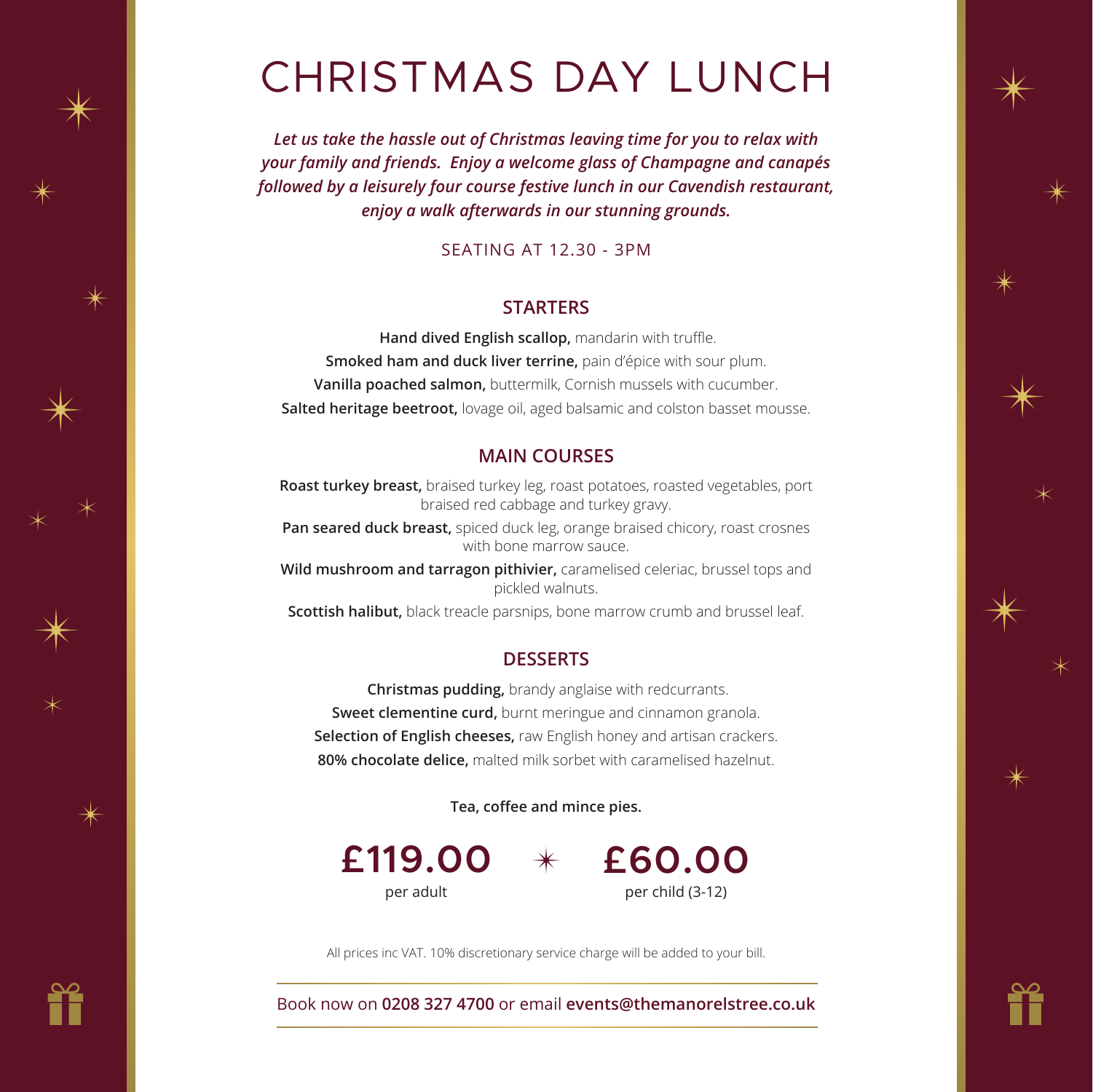# CHRISTMAS DAY LUNCH

***Let us take the hassle out of Christmas leaving time for you to relax with your family and friends. Enjoy a welcome glass of Champagne and canapés followed by a leisurely four course festive lunch in our Cavendish restaurant, enjoy a walk afterwards in our stunning grounds.***

SEATING AT 12.30 - 3PM

## STARTERS

**Hand dived English scallop,** mandarin with truffle.

**Smoked ham and duck liver terrine,** pain d'épice with sour plum.

**Vanilla poached salmon,** buttermilk, Cornish mussels with cucumber.

**Salted heritage beetroot,** lovage oil, aged balsamic and colston basset mousse.

## MAIN COURSES

**Roast turkey breast,** braised turkey leg, roast potatoes, roasted vegetables, port braised red cabbage and turkey gravy.

**Pan seared duck breast,** spiced duck leg, orange braised chicory, roast crosnes with bone marrow sauce.

**Wild mushroom and tarragon pithivier,** caramelised celeriac, brussel tops and pickled walnuts.

**Scottish halibut,** black treacle parsnips, bone marrow crumb and brussel leaf.

## DESSERTS

**Christmas pudding,** brandy anglaise with redcurrants.

**Sweet clementine curd,** burnt meringue and cinnamon granola.

**Selection of English cheeses,** raw English honey and artisan crackers.

**80% chocolate delice,** malted milk sorbet with caramelised hazelnut.

**Tea, coffee and mince pies.**

**£119.00** per adult

**£60.00** per child (3-12)

All prices inc VAT. 10% discretionary service charge will be added to your bill.

Book now on **0208 327 4700** or email **events@themanorelstree.co.uk**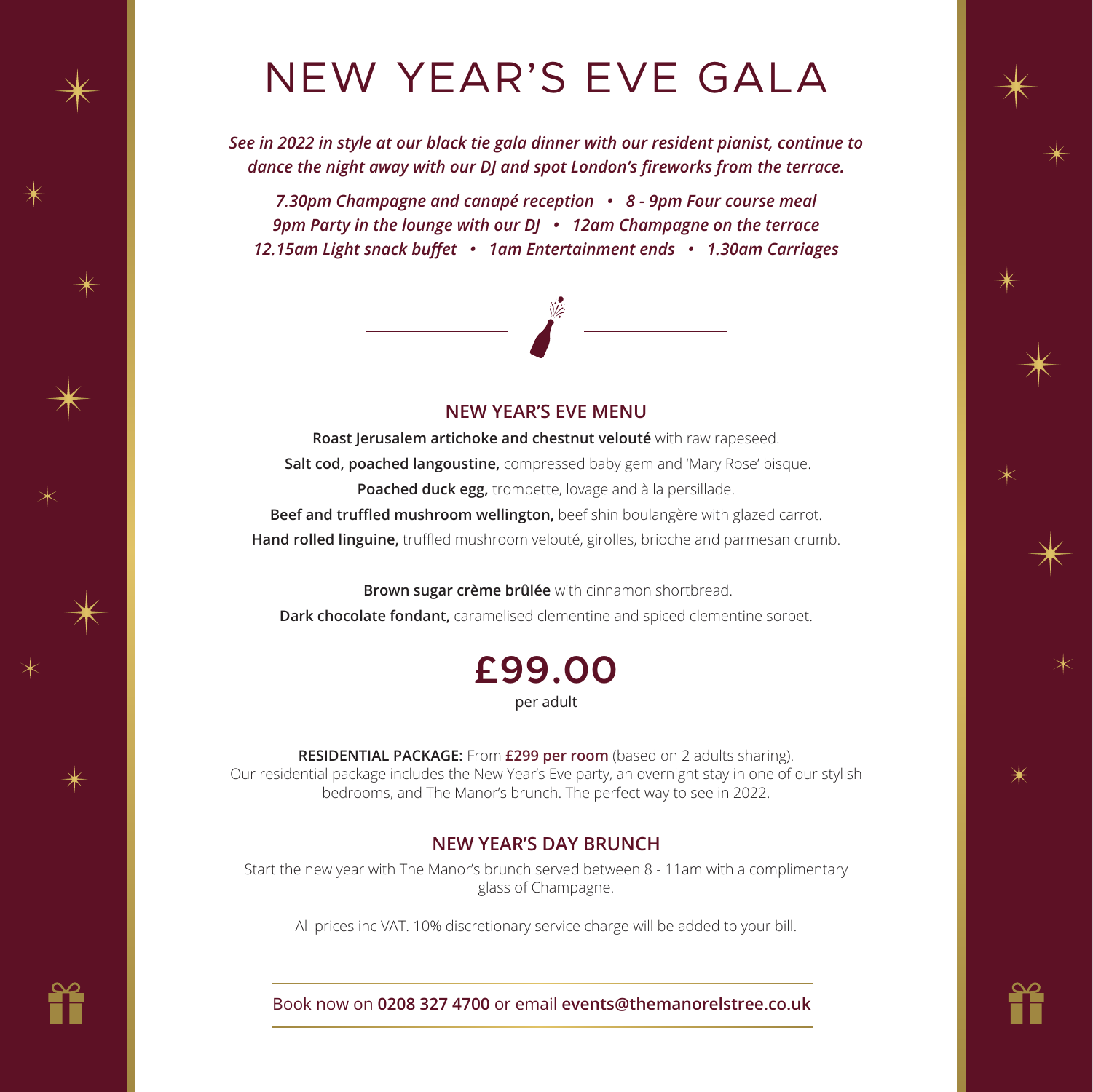# NEW YEAR'S EVE GALA

*See in 2022 in style at our black tie gala dinner with our resident pianist, continue to dance the night away with our DJ and spot London's fireworks from the terrace.*

*7.30pm Champagne and canapé reception • 8 - 9pm Four course meal*
*9pm Party in the lounge with our DJ • 12am Champagne on the terrace*
*12.15am Light snack buffet • 1am Entertainment ends • 1.30am Carriages*

## NEW YEAR'S EVE MENU

**Roast Jerusalem artichoke and chestnut velouté** with raw rapeseed.

**Salt cod, poached langoustine,** compressed baby gem and 'Mary Rose' bisque.

**Poached duck egg,** trompette, lovage and à la persillade.

**Beef and truffled mushroom wellington,** beef shin boulangère with glazed carrot.

**Hand rolled linguine,** truffled mushroom velouté, girolles, brioche and parmesan crumb.

**Brown sugar crème brûlée** with cinnamon shortbread.

**Dark chocolate fondant,** caramelised clementine and spiced clementine sorbet.

**£99.00**
per adult

**RESIDENTIAL PACKAGE:** From **£299 per room** (based on 2 adults sharing).
Our residential package includes the New Year's Eve party, an overnight stay in one of our stylish bedrooms, and The Manor's brunch. The perfect way to see in 2022.

## NEW YEAR'S DAY BRUNCH

Start the new year with The Manor's brunch served between 8 - 11am with a complimentary glass of Champagne.

All prices inc VAT. 10% discretionary service charge will be added to your bill.

Book now on **0208 327 4700** or email **events@themanorelstree.co.uk**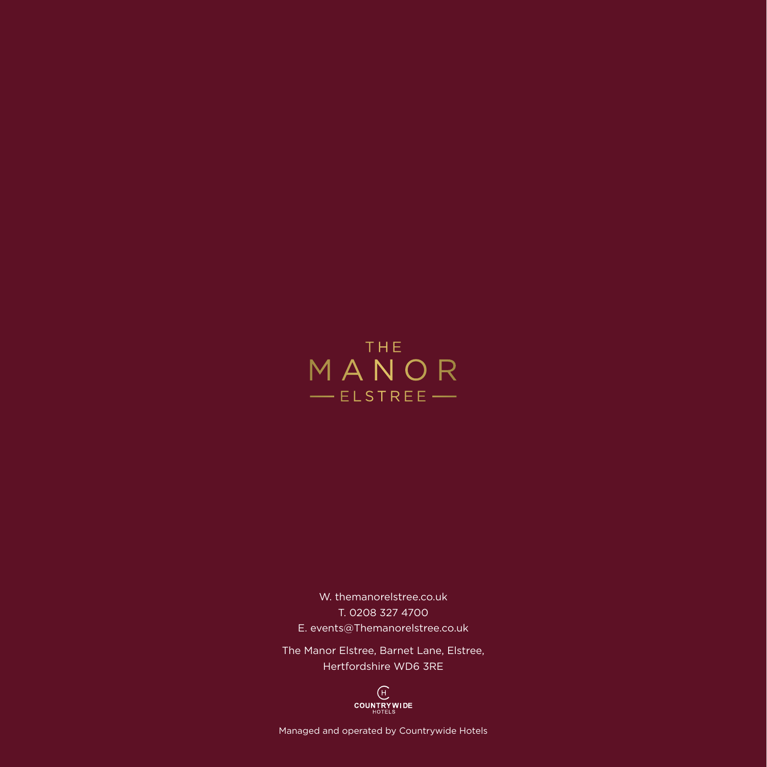THE
MANOR
ELSTREE

W. themanorelstree.co.uk
T. 0208 327 4700
E. events@Themanorelstree.co.uk

The Manor Elstree, Barnet Lane, Elstree,
Hertfordshire WD6 3RE

COUNTRYWIDE
HOTELS

Managed and operated by Countrywide Hotels